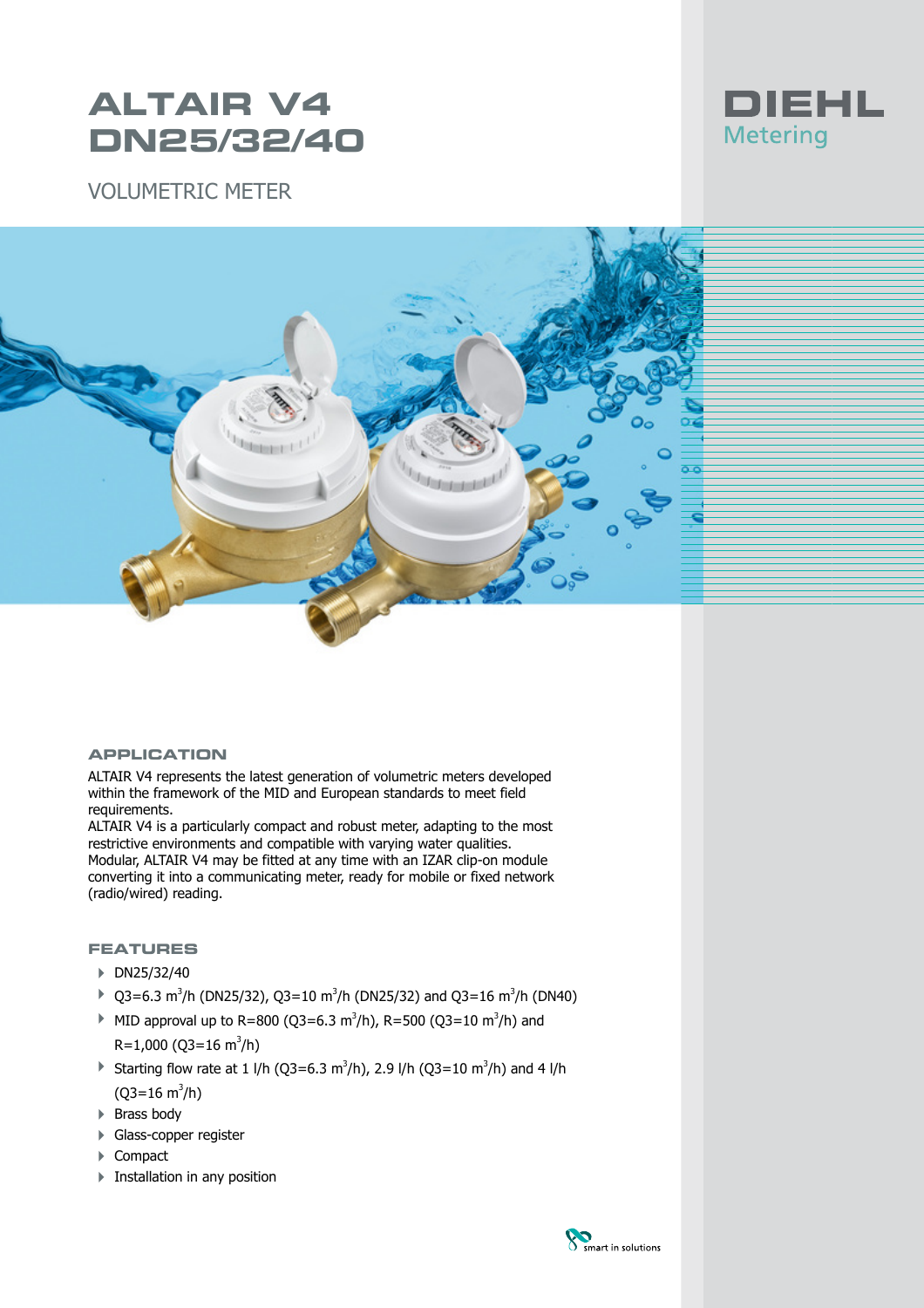# ALTAIR V4 DN25/32/40

VOLUMETRIC METER

DIEHL Metering

## APPLICATION

ALTAIR V4 represents the latest generation of volumetric meters developed within the framework of the MID and European standards to meet field requirements.
ALTAIR V4 is a particularly compact and robust meter, adapting to the most restrictive environments and compatible with varying water qualities.
Modular, ALTAIR V4 may be fitted at any time with an IZAR clip-on module converting it into a communicating meter, ready for mobile or fixed network (radio/wired) reading.

## FEATURES

- DN25/32/40
- Q3=6.3 $m^3$/h (DN25/32), Q3=10 $m^3$/h (DN25/32) and Q3=16 $m^3$/h (DN40)
- MID approval up to R=800 (Q3=6.3 $m^3$/h), R=500 (Q3=10 $m^3$/h) and R=1,000 (Q3=16 $m^3$/h)
- Starting flow rate at 1 l/h (Q3=6.3 $m^3$/h), 2.9 l/h (Q3=10 $m^3$/h) and 4 l/h (Q3=16 $m^3$/h)
- Brass body
- Glass-copper register
- Compact
- Installation in any position

smart in solutions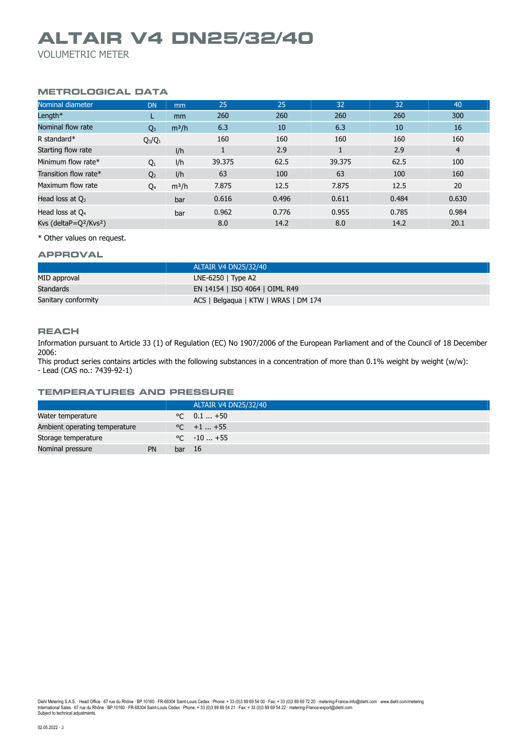# ALTAIR V4 DN25/32/40

VOLUMETRIC METER

## METROLOGICAL DATA

| Nominal diameter | DN | mm | 25 | 25 | 32 | 32 | 40 |
|---|---|---|---|---|---|---|---|
| Length* | L | mm | 260 | 260 | 260 | 260 | 300 |
| Nominal flow rate | $Q_3$ | m³/h | 6.3 | 10 | 6.3 | 10 | 16 |
| R standard* | $Q_3/Q_1$ | | 160 | 160 | 160 | 160 | 160 |
| Starting flow rate | | l/h | 1 | 2.9 | 1 | 2.9 | 4 |
| Minimum flow rate* | $Q_1$ | l/h | 39.375 | 62.5 | 39.375 | 62.5 | 100 |
| Transition flow rate* | $Q_2$ | l/h | 63 | 100 | 63 | 100 | 160 |
| Maximum flow rate | $Q_4$ | m³/h | 7.875 | 12.5 | 7.875 | 12.5 | 20 |
| Head loss at $Q_3$ | | bar | 0.616 | 0.496 | 0.611 | 0.484 | 0.630 |
| Head loss at $Q_4$ | | bar | 0.962 | 0.776 | 0.955 | 0.785 | 0.984 |
| Kvs (deltaP=$Q^2/Kvs^2$) | | | 8.0 | 14.2 | 8.0 | 14.2 | 20.1 |

* Other values on request.

## APPROVAL

| | ALTAIR V4 DN25/32/40 |
|---|---|
| MID approval | LNE-6250 \| Type A2 |
| Standards | EN 14154 \| ISO 4064 \| OIML R49 |
| Sanitary conformity | ACS \| Belgaqua \| KTW \| WRAS \| DM 174 |

## REACH

Information pursuant to Article 33 (1) of Regulation (EC) No 1907/2006 of the European Parliament and of the Council of 18 December 2006:
This product series contains articles with the following substances in a concentration of more than 0.1% weight by weight (w/w):
- Lead (CAS no.: 7439-92-1)

## TEMPERATURES AND PRESSURE

| | | | ALTAIR V4 DN25/32/40 |
|---|---|---|---|
| Water temperature | | °C | 0.1 ... +50 |
| Ambient operating temperature | | °C | +1 ... +55 |
| Storage temperature | | °C | -10 ... +55 |
| Nominal pressure | PN | bar | 16 |

Diehl Metering S.A.S. · Head Office · 67 rue du Rhône · BP 10160 · FR-68304 Saint-Louis Cedex · Phone: + 33 (0)3 89 69 54 00 · Fax: + 33 (0)3 89 69 72 20 · metering-France-info@diehl.com · www.diehl.com/metering
International Sales · 67 rue du Rhône · BP 10160 · FR-68304 Saint-Louis Cedex · Phone: + 33 (0)3 89 69 54 21 · Fax: + 33 (0)3 89 69 54 22 · metering-France-export@diehl.com
Subject to technical adjustments.

02.05.2022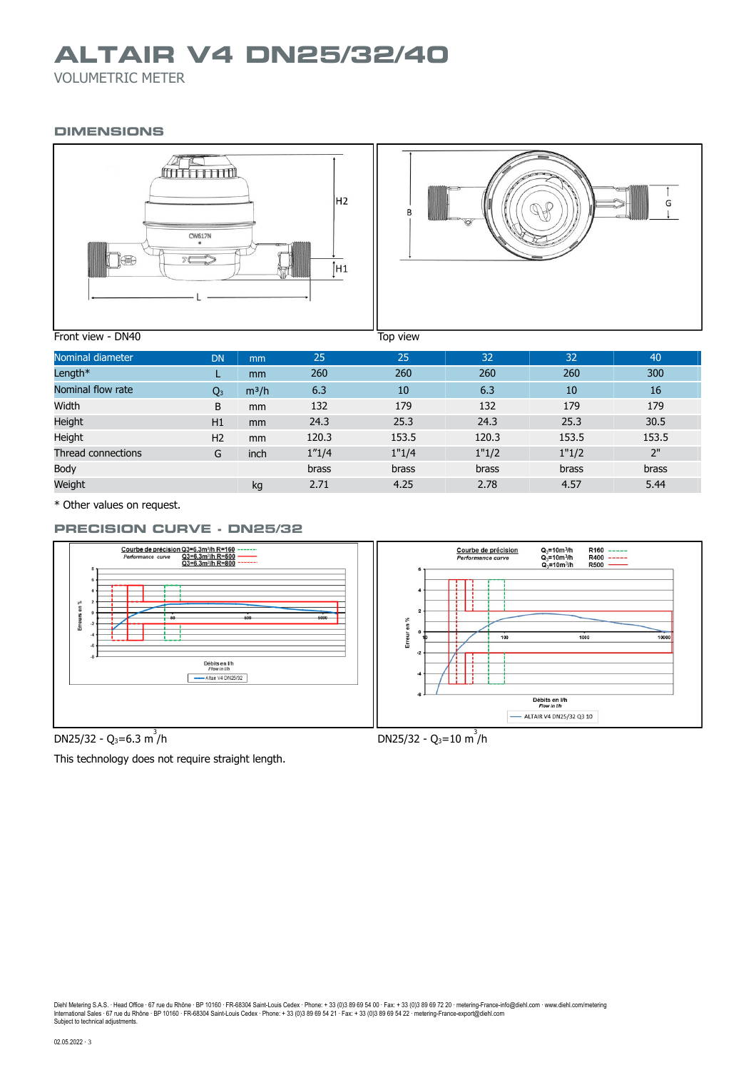# ALTAIR V4 DN25/32/40

VOLUMETRIC METER

## DIMENSIONS

Front view - DN40

Top view

| Nominal diameter | DN | mm | 25 | 25 | 32 | 32 | 40 |
|---|---|---|---|---|---|---|---|
| Length* | L | mm | 260 | 260 | 260 | 260 | 300 |
| Nominal flow rate | $Q_3$ | m³/h | 6.3 | 10 | 6.3 | 10 | 16 |
| Width | B | mm | 132 | 179 | 132 | 179 | 179 |
| Height | H1 | mm | 24.3 | 25.3 | 24.3 | 25.3 | 30.5 |
| Height | H2 | mm | 120.3 | 153.5 | 120.3 | 153.5 | 153.5 |
| Thread connections | G | inch | 1"1/4 | 1"1/4 | 1"1/2 | 1"1/2 | 2" |
| Body | | | brass | brass | brass | brass | brass |
| Weight | | kg | 2.71 | 4.25 | 2.78 | 4.57 | 5.44 |

\* Other values on request.

## PRECISION CURVE - DN25/32

DN25/32 - $Q_3$=6.3 m³/h

DN25/32 - $Q_3$=10 m³/h

This technology does not require straight length.

Diehl Metering S.A.S. · Head Office · 67 rue du Rhône · BP 10160 · FR-68304 Saint-Louis Cedex · Phone: + 33 (0)3 89 69 54 00 · Fax: + 33 (0)3 89 69 72 20 · metering-France-info@diehl.com · www.diehl.com/metering
International Sales · 67 rue du Rhône · BP 10160 · FR-68304 Saint-Louis Cedex · Phone: + 33 (0)3 89 69 54 21 · Fax: + 33 (0)3 89 69 54 22 · metering-France-export@diehl.com
Subject to technical adjustments.

02.05.2022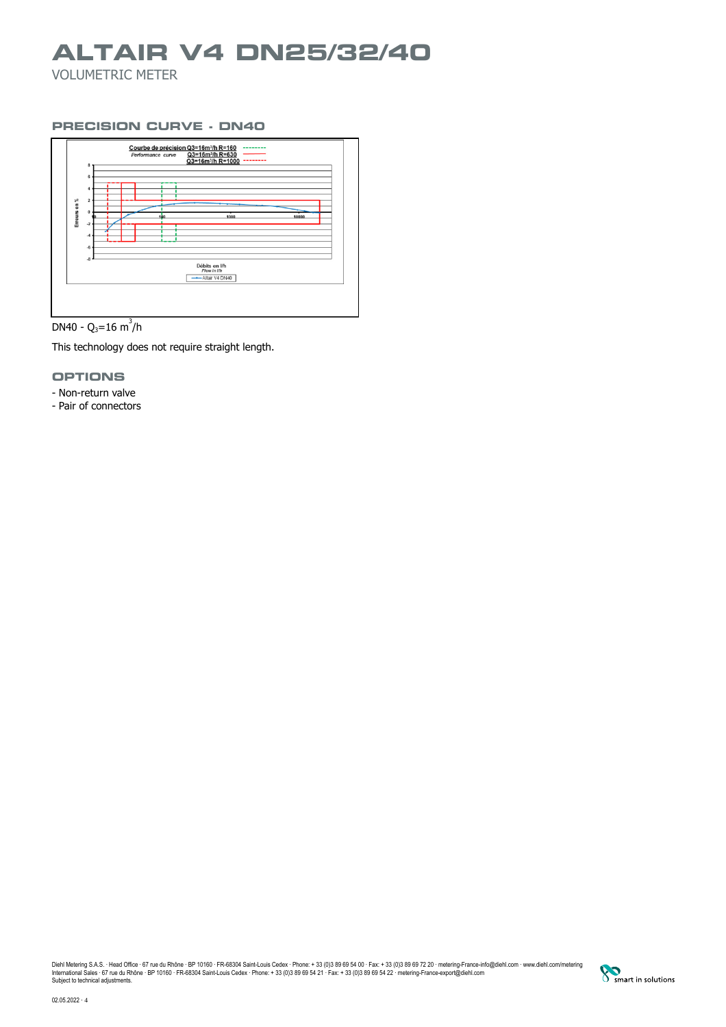# ALTAIR V4 DN25/32/40

VOLUMETRIC METER

## PRECISION CURVE - DN40

Courbe de précision Q3=16m³/h R=160
Performance curve Q3=16m³/h R=630
Q3=16m³/h R=1000

Erreurs en %

8
6
4
2
0
-2
-4
-6
-8

10
100
1000
10000

Débits en l/h
Flow in l/h

Altair V4 DN40

DN40 - $Q_3$=16 $m^3$/h

This technology does not require straight length.

## OPTIONS

- Non-return valve
- Pair of connectors

Diehl Metering S.A.S. · Head Office · 67 rue du Rhône · BP 10160 · FR-68304 Saint-Louis Cedex · Phone: + 33 (0)3 89 69 54 00 · Fax: + 33 (0)3 89 69 72 20 · metering-France-info@diehl.com · www.diehl.com/metering
International Sales · 67 rue du Rhône · BP 10160 · FR-68304 Saint-Louis Cedex · Phone: + 33 (0)3 89 69 54 21 · Fax: + 33 (0)3 89 69 54 22 · metering-France-export@diehl.com
Subject to technical adjustments.

02.05.2022